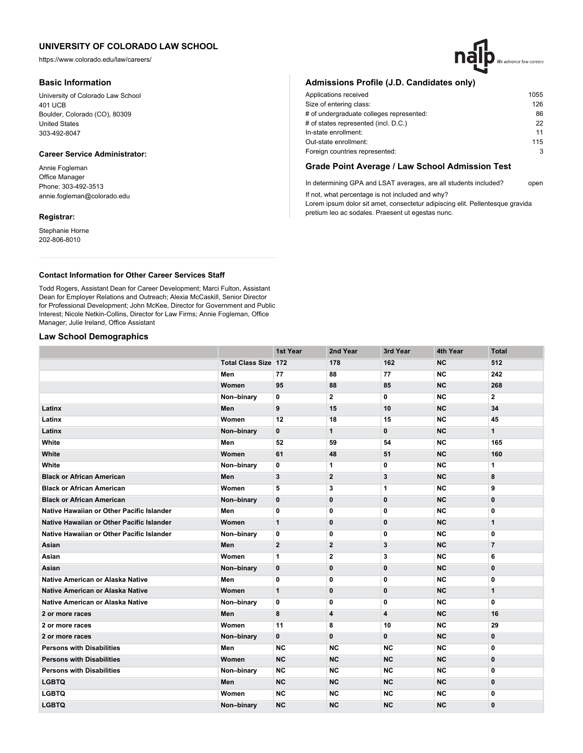# UNIVERSITY OF COLORADO LAW SCHOOL

https://www.colorado.edu/law/careers/

## Basic Information

University of Colorado Law School
401 UCB
Boulder, Colorado (CO), 80309
United States
303-492-8047

### Career Service Administrator:

Annie Fogleman
Office Manager
Phone: 303-492-3513
annie.fogleman@colorado.edu

### Registrar:

Stephanie Horne
202-806-8010

## Admissions Profile (J.D. Candidates only)

| | |
|---|---|
| Applications received | 1055 |
| Size of entering class: | 126 |
| # of undergraduate colleges represented: | 86 |
| # of states represented (incl. D.C.) | 22 |
| In-state enrollment: | 11 |
| Out-state enrollment: | 115 |
| Foreign countries represented: | 3 |

## Grade Point Average / Law School Admission Test

In determining GPA and LSAT averages, are all students included? open

If not, what percentage is not included and why?
Lorem ipsum dolor sit amet, consectetur adipiscing elit. Pellentesque gravida pretium leo ac sodales. Praesent ut egestas nunc.

### Contact Information for Other Career Services Staff

Todd Rogers, Assistant Dean for Career Development; Marci Fulton, Assistant Dean for Employer Relations and Outreach; Alexia McCaskill, Senior Director for Professional Development; John McKee, Director for Government and Public Interest; Nicole Netkin-Collins, Director for Law Firms; Annie Fogleman, Office Manager; Julie Ireland, Office Assistant

## Law School Demographics

| | | 1st Year | 2nd Year | 3rd Year | 4th Year | Total |
|---|---|---|---|---|---|---|
| | Total Class Size | 172 | 178 | 162 | NC | 512 |
| | Men | 77 | 88 | 77 | NC | 242 |
| | Women | 95 | 88 | 85 | NC | 268 |
| | Non–binary | 0 | 2 | 0 | NC | 2 |
| Latinx | Men | 9 | 15 | 10 | NC | 34 |
| Latinx | Women | 12 | 18 | 15 | NC | 45 |
| Latinx | Non–binary | 0 | 1 | 0 | NC | 1 |
| White | Men | 52 | 59 | 54 | NC | 165 |
| White | Women | 61 | 48 | 51 | NC | 160 |
| White | Non–binary | 0 | 1 | 0 | NC | 1 |
| Black or African American | Men | 3 | 2 | 3 | NC | 8 |
| Black or African American | Women | 5 | 3 | 1 | NC | 9 |
| Black or African American | Non–binary | 0 | 0 | 0 | NC | 0 |
| Native Hawaiian or Other Pacific Islander | Men | 0 | 0 | 0 | NC | 0 |
| Native Hawaiian or Other Pacific Islander | Women | 1 | 0 | 0 | NC | 1 |
| Native Hawaiian or Other Pacific Islander | Non–binary | 0 | 0 | 0 | NC | 0 |
| Asian | Men | 2 | 2 | 3 | NC | 7 |
| Asian | Women | 1 | 2 | 3 | NC | 6 |
| Asian | Non–binary | 0 | 0 | 0 | NC | 0 |
| Native American or Alaska Native | Men | 0 | 0 | 0 | NC | 0 |
| Native American or Alaska Native | Women | 1 | 0 | 0 | NC | 1 |
| Native American or Alaska Native | Non–binary | 0 | 0 | 0 | NC | 0 |
| 2 or more races | Men | 8 | 4 | 4 | NC | 16 |
| 2 or more races | Women | 11 | 8 | 10 | NC | 29 |
| 2 or more races | Non–binary | 0 | 0 | 0 | NC | 0 |
| Persons with Disabilities | Men | NC | NC | NC | NC | 0 |
| Persons with Disabilities | Women | NC | NC | NC | NC | 0 |
| Persons with Disabilities | Non–binary | NC | NC | NC | NC | 0 |
| LGBTQ | Men | NC | NC | NC | NC | 0 |
| LGBTQ | Women | NC | NC | NC | NC | 0 |
| LGBTQ | Non–binary | NC | NC | NC | NC | 0 |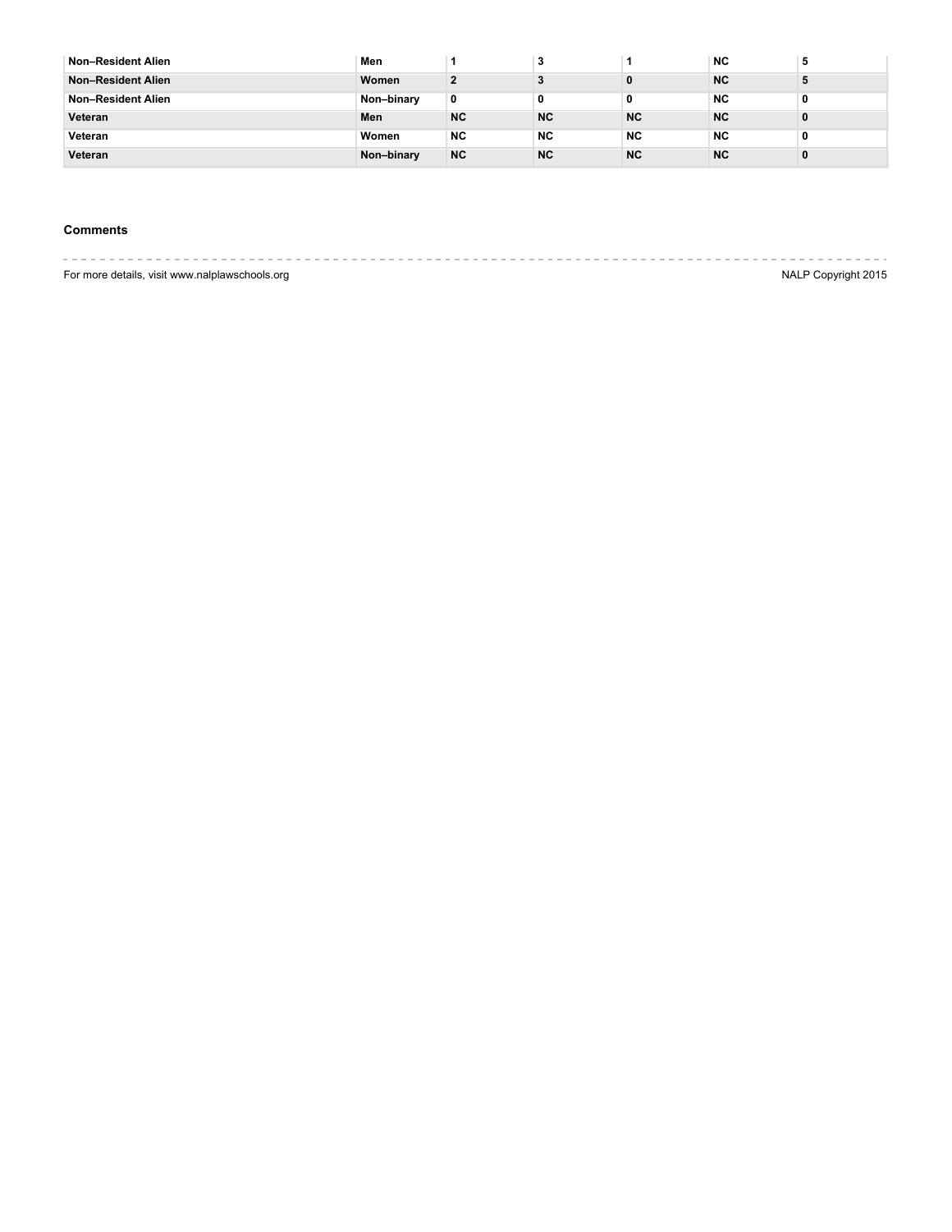| | | | | | | |
|---|---|---|---|---|---|---|
| Non–Resident Alien | Men | 1 | 3 | 1 | NC | 5 |
| Non–Resident Alien | Women | 2 | 3 | 0 | NC | 5 |
| Non–Resident Alien | Non–binary | 0 | 0 | 0 | NC | 0 |
| Veteran | Men | NC | NC | NC | NC | 0 |
| Veteran | Women | NC | NC | NC | NC | 0 |
| Veteran | Non–binary | NC | NC | NC | NC | 0 |

### Comments

For more details, visit www.nalplawschools.org

NALP Copyright 2015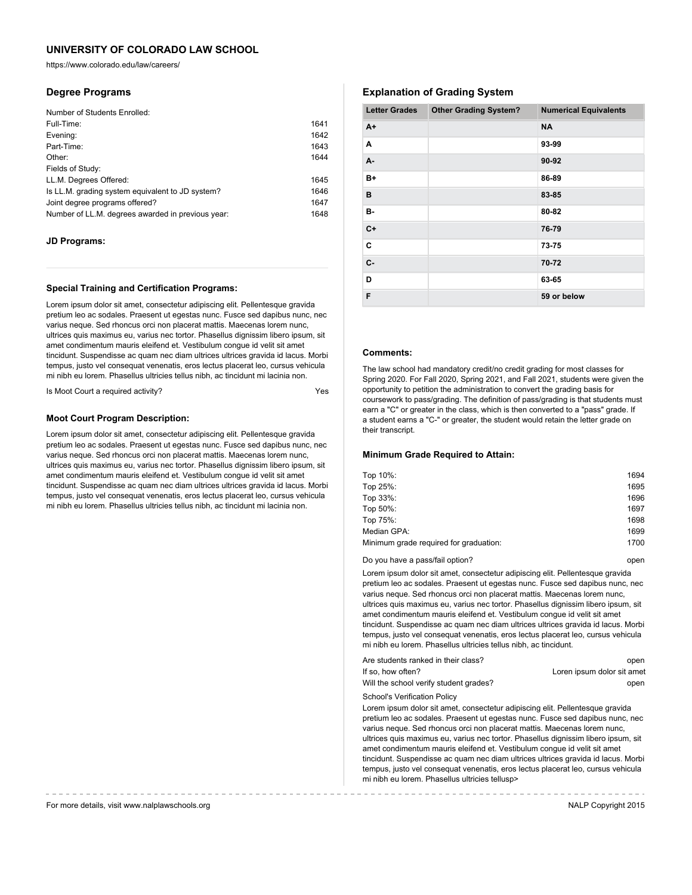## UNIVERSITY OF COLORADO LAW SCHOOL

https://www.colorado.edu/law/careers/

### Degree Programs

Number of Students Enrolled:

| | |
|---|---|
| Full-Time: | 1641 |
| Evening: | 1642 |
| Part-Time: | 1643 |
| Other: | 1644 |

Fields of Study:

| | |
|---|---|
| LL.M. Degrees Offered: | 1645 |
| Is LL.M. grading system equivalent to JD system? | 1646 |
| Joint degree programs offered? | 1647 |
| Number of LL.M. degrees awarded in previous year: | 1648 |

#### JD Programs:

#### Special Training and Certification Programs:

Lorem ipsum dolor sit amet, consectetur adipiscing elit. Pellentesque gravida pretium leo ac sodales. Praesent ut egestas nunc. Fusce sed dapibus nunc, nec varius neque. Sed rhoncus orci non placerat mattis. Maecenas lorem nunc, ultrices quis maximus eu, varius nec tortor. Phasellus dignissim libero ipsum, sit amet condimentum mauris eleifend et. Vestibulum congue id velit sit amet tincidunt. Suspendisse ac quam nec diam ultrices ultrices gravida id lacus. Morbi tempus, justo vel consequat venenatis, eros lectus placerat leo, cursus vehicula mi nibh eu lorem. Phasellus ultricies tellus nibh, ac tincidunt mi lacinia non.

Is Moot Court a required activity? Yes

#### Moot Court Program Description:

Lorem ipsum dolor sit amet, consectetur adipiscing elit. Pellentesque gravida pretium leo ac sodales. Praesent ut egestas nunc. Fusce sed dapibus nunc, nec varius neque. Sed rhoncus orci non placerat mattis. Maecenas lorem nunc, ultrices quis maximus eu, varius nec tortor. Phasellus dignissim libero ipsum, sit amet condimentum mauris eleifend et. Vestibulum congue id velit sit amet tincidunt. Suspendisse ac quam nec diam ultrices ultrices gravida id lacus. Morbi tempus, justo vel consequat venenatis, eros lectus placerat leo, cursus vehicula mi nibh eu lorem. Phasellus ultricies tellus nibh, ac tincidunt mi lacinia non.

### Explanation of Grading System

| Letter Grades | Other Grading System? | Numerical Equivalents |
|---|---|---|
| A+ | | NA |
| A | | 93-99 |
| A- | | 90-92 |
| B+ | | 86-89 |
| B | | 83-85 |
| B- | | 80-82 |
| C+ | | 76-79 |
| C | | 73-75 |
| C- | | 70-72 |
| D | | 63-65 |
| F | | 59 or below |

#### Comments:

The law school had mandatory credit/no credit grading for most classes for Spring 2020. For Fall 2020, Spring 2021, and Fall 2021, students were given the opportunity to petition the administration to convert the grading basis for coursework to pass/grading. The definition of pass/grading is that students must earn a "C" or greater in the class, which is then converted to a "pass" grade. If a student earns a "C-" or greater, the student would retain the letter grade on their transcript.

#### Minimum Grade Required to Attain:

| | |
|---|---|
| Top 10%: | 1694 |
| Top 25%: | 1695 |
| Top 33%: | 1696 |
| Top 50%: | 1697 |
| Top 75%: | 1698 |
| Median GPA: | 1699 |
| Minimum grade required for graduation: | 1700 |

Do you have a pass/fail option? open

Lorem ipsum dolor sit amet, consectetur adipiscing elit. Pellentesque gravida pretium leo ac sodales. Praesent ut egestas nunc. Fusce sed dapibus nunc, nec varius neque. Sed rhoncus orci non placerat mattis. Maecenas lorem nunc, ultrices quis maximus eu, varius nec tortor. Phasellus dignissim libero ipsum, sit amet condimentum mauris eleifend et. Vestibulum congue id velit sit amet tincidunt. Suspendisse ac quam nec diam ultrices ultrices gravida id lacus. Morbi tempus, justo vel consequat venenatis, eros lectus placerat leo, cursus vehicula mi nibh eu lorem. Phasellus ultricies tellus nibh, ac tincidunt.

| | |
|---|---|
| Are students ranked in their class? | open |
| If so, how often? | Loren ipsum dolor sit amet |
| Will the school verify student grades? | open |

School's Verification Policy

Lorem ipsum dolor sit amet, consectetur adipiscing elit. Pellentesque gravida pretium leo ac sodales. Praesent ut egestas nunc. Fusce sed dapibus nunc, nec varius neque. Sed rhoncus orci non placerat mattis. Maecenas lorem nunc, ultrices quis maximus eu, varius nec tortor. Phasellus dignissim libero ipsum, sit amet condimentum mauris eleifend et. Vestibulum congue id velit sit amet tincidunt. Suspendisse ac quam nec diam ultrices ultrices gravida id lacus. Morbi tempus, justo vel consequat venenatis, eros lectus placerat leo, cursus vehicula mi nibh eu lorem. Phasellus ultricies tellusp>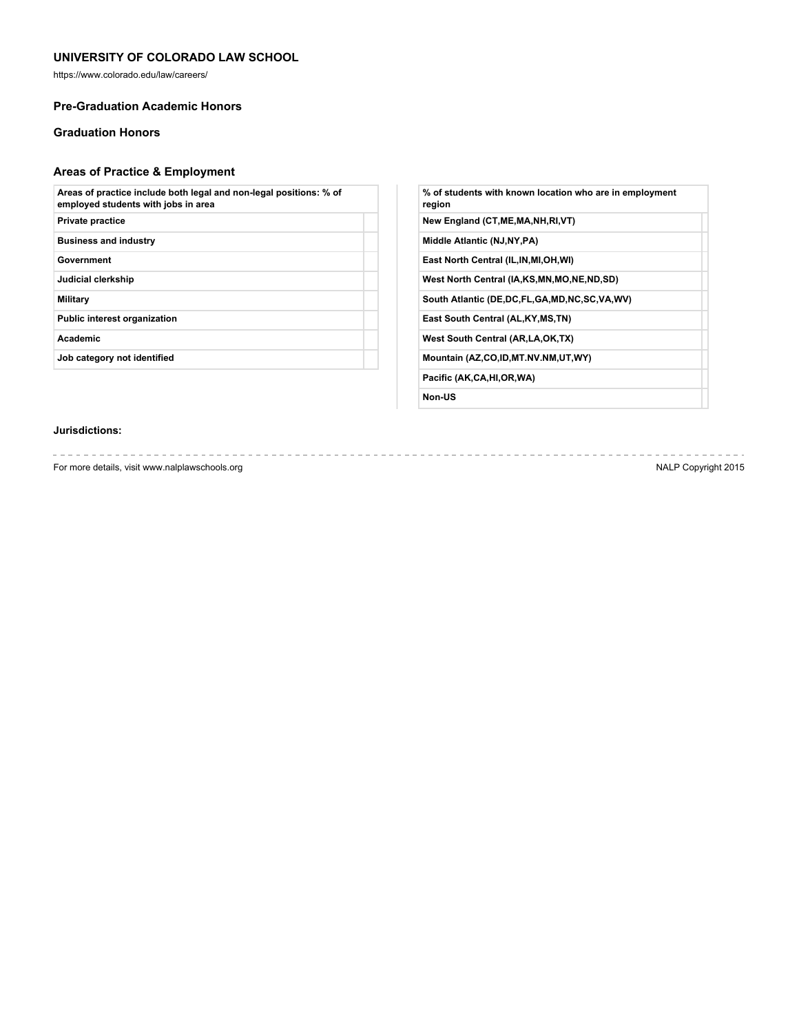## UNIVERSITY OF COLORADO LAW SCHOOL

https://www.colorado.edu/law/careers/

### Pre-Graduation Academic Honors

### Graduation Honors

### Areas of Practice & Employment

| Areas of practice include both legal and non-legal positions: % of employed students with jobs in area | |
|---|---|
| Private practice | |
| Business and industry | |
| Government | |
| Judicial clerkship | |
| Military | |
| Public interest organization | |
| Academic | |
| Job category not identified | |

| % of students with known location who are in employment region | |
|---|---|
| New England (CT,ME,MA,NH,RI,VT) | |
| Middle Atlantic (NJ,NY,PA) | |
| East North Central (IL,IN,MI,OH,WI) | |
| West North Central (IA,KS,MN,MO,NE,ND,SD) | |
| South Atlantic (DE,DC,FL,GA,MD,NC,SC,VA,WV) | |
| East South Central (AL,KY,MS,TN) | |
| West South Central (AR,LA,OK,TX) | |
| Mountain (AZ,CO,ID,MT.NV.NM,UT,WY) | |
| Pacific (AK,CA,HI,OR,WA) | |
| Non-US | |

**Jurisdictions:**

For more details, visit www.nalplawschools.org

NALP Copyright 2015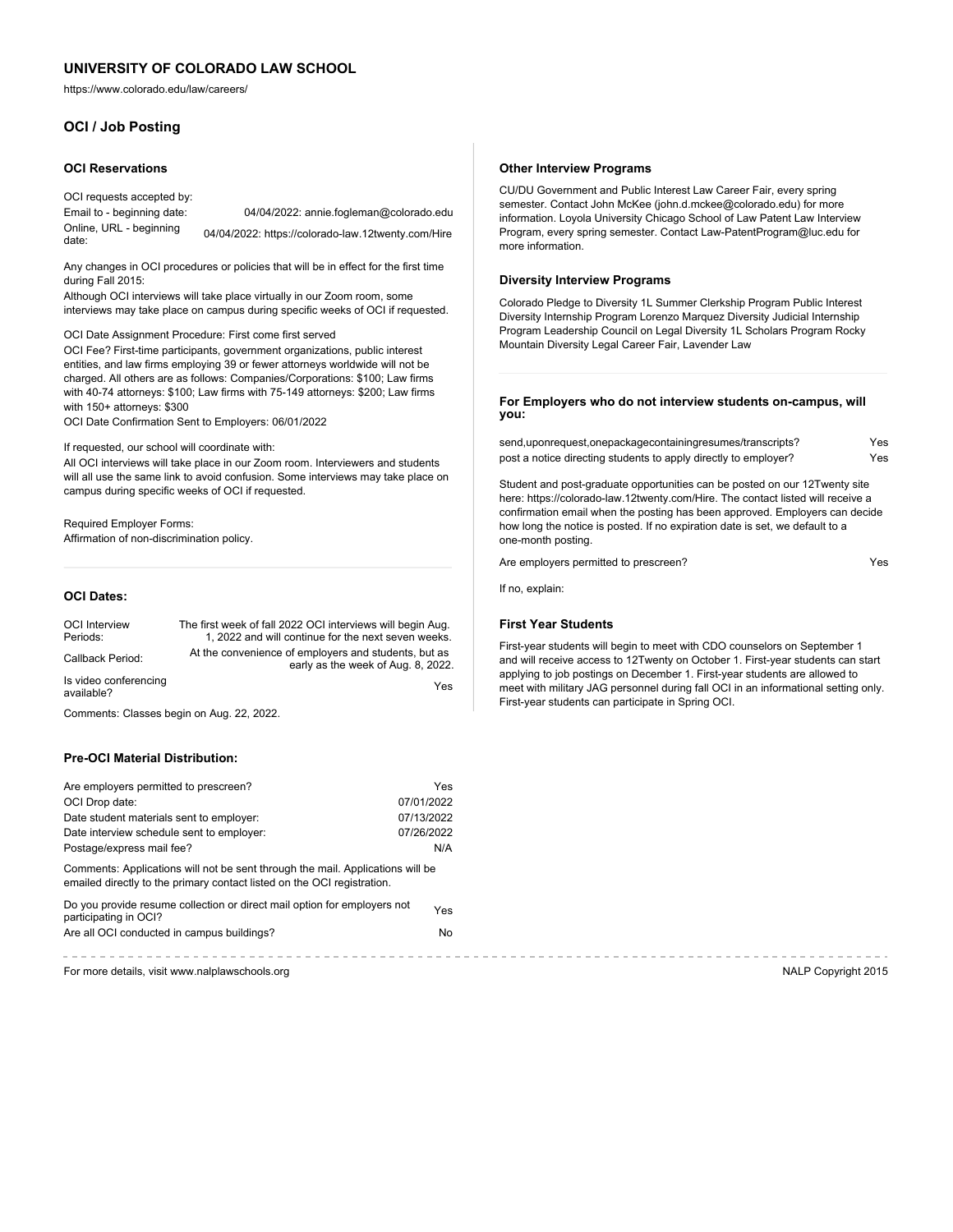# UNIVERSITY OF COLORADO LAW SCHOOL

https://www.colorado.edu/law/careers/

## OCI / Job Posting

### OCI Reservations

OCI requests accepted by:

| | |
|---|---|
| Email to - beginning date: | 04/04/2022: annie.fogleman@colorado.edu |
| Online, URL - beginning date: | 04/04/2022: https://colorado-law.12twenty.com/Hire |

Any changes in OCI procedures or policies that will be in effect for the first time during Fall 2015:
Although OCI interviews will take place virtually in our Zoom room, some interviews may take place on campus during specific weeks of OCI if requested.

OCI Date Assignment Procedure: First come first served

OCI Fee? First-time participants, government organizations, public interest entities, and law firms employing 39 or fewer attorneys worldwide will not be charged. All others are as follows: Companies/Corporations: $100; Law firms with 40-74 attorneys: $100; Law firms with 75-149 attorneys: $200; Law firms with 150+ attorneys: $300

OCI Date Confirmation Sent to Employers: 06/01/2022

If requested, our school will coordinate with:
All OCI interviews will take place in our Zoom room. Interviewers and students will all use the same link to avoid confusion. Some interviews may take place on campus during specific weeks of OCI if requested.

Required Employer Forms:
Affirmation of non-discrimination policy.

### OCI Dates:

| | |
|---|---|
| OCI Interview Periods: | The first week of fall 2022 OCI interviews will begin Aug. 1, 2022 and will continue for the next seven weeks. |
| Callback Period: | At the convenience of employers and students, but as early as the week of Aug. 8, 2022. |
| Is video conferencing available? | Yes |

Comments: Classes begin on Aug. 22, 2022.

### Pre-OCI Material Distribution:

| | |
|---|---|
| Are employers permitted to prescreen? | Yes |
| OCI Drop date: | 07/01/2022 |
| Date student materials sent to employer: | 07/13/2022 |
| Date interview schedule sent to employer: | 07/26/2022 |
| Postage/express mail fee? | N/A |

Comments: Applications will not be sent through the mail. Applications will be emailed directly to the primary contact listed on the OCI registration.

| | |
|---|---|
| Do you provide resume collection or direct mail option for employers not participating in OCI? | Yes |
| Are all OCI conducted in campus buildings? | No |

### Other Interview Programs

CU/DU Government and Public Interest Law Career Fair, every spring semester. Contact John McKee (john.d.mckee@colorado.edu) for more information. Loyola University Chicago School of Law Patent Law Interview Program, every spring semester. Contact Law-PatentProgram@luc.edu for more information.

### Diversity Interview Programs

Colorado Pledge to Diversity 1L Summer Clerkship Program Public Interest Diversity Internship Program Lorenzo Marquez Diversity Judicial Internship Program Leadership Council on Legal Diversity 1L Scholars Program Rocky Mountain Diversity Legal Career Fair, Lavender Law

### For Employers who do not interview students on-campus, will you:

| | |
|---|---|
| send,uponrequest,onepackagecontainingresumes/transcripts? | Yes |
| post a notice directing students to apply directly to employer? | Yes |

Student and post-graduate opportunities can be posted on our 12Twenty site here: https://colorado-law.12twenty.com/Hire. The contact listed will receive a confirmation email when the posting has been approved. Employers can decide how long the notice is posted. If no expiration date is set, we default to a one-month posting.

| | |
|---|---|
| Are employers permitted to prescreen? | Yes |

If no, explain:

### First Year Students

First-year students will begin to meet with CDO counselors on September 1 and will receive access to 12Twenty on October 1. First-year students can start applying to job postings on December 1. First-year students are allowed to meet with military JAG personnel during fall OCI in an informational setting only. First-year students can participate in Spring OCI.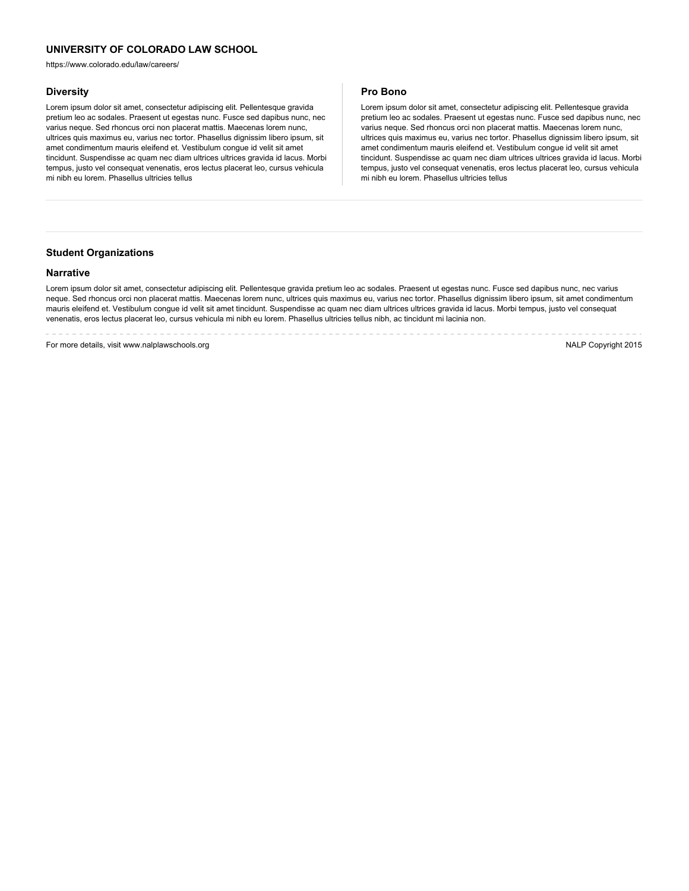# UNIVERSITY OF COLORADO LAW SCHOOL

https://www.colorado.edu/law/careers/

## Diversity

Lorem ipsum dolor sit amet, consectetur adipiscing elit. Pellentesque gravida pretium leo ac sodales. Praesent ut egestas nunc. Fusce sed dapibus nunc, nec varius neque. Sed rhoncus orci non placerat mattis. Maecenas lorem nunc, ultrices quis maximus eu, varius nec tortor. Phasellus dignissim libero ipsum, sit amet condimentum mauris eleifend et. Vestibulum congue id velit sit amet tincidunt. Suspendisse ac quam nec diam ultrices ultrices gravida id lacus. Morbi tempus, justo vel consequat venenatis, eros lectus placerat leo, cursus vehicula mi nibh eu lorem. Phasellus ultricies tellus

## Pro Bono

Lorem ipsum dolor sit amet, consectetur adipiscing elit. Pellentesque gravida pretium leo ac sodales. Praesent ut egestas nunc. Fusce sed dapibus nunc, nec varius neque. Sed rhoncus orci non placerat mattis. Maecenas lorem nunc, ultrices quis maximus eu, varius nec tortor. Phasellus dignissim libero ipsum, sit amet condimentum mauris eleifend et. Vestibulum congue id velit sit amet tincidunt. Suspendisse ac quam nec diam ultrices ultrices gravida id lacus. Morbi tempus, justo vel consequat venenatis, eros lectus placerat leo, cursus vehicula mi nibh eu lorem. Phasellus ultricies tellus

## Student Organizations

### Narrative

Lorem ipsum dolor sit amet, consectetur adipiscing elit. Pellentesque gravida pretium leo ac sodales. Praesent ut egestas nunc. Fusce sed dapibus nunc, nec varius neque. Sed rhoncus orci non placerat mattis. Maecenas lorem nunc, ultrices quis maximus eu, varius nec tortor. Phasellus dignissim libero ipsum, sit amet condimentum mauris eleifend et. Vestibulum congue id velit sit amet tincidunt. Suspendisse ac quam nec diam ultrices ultrices gravida id lacus. Morbi tempus, justo vel consequat venenatis, eros lectus placerat leo, cursus vehicula mi nibh eu lorem. Phasellus ultricies tellus nibh, ac tincidunt mi lacinia non.